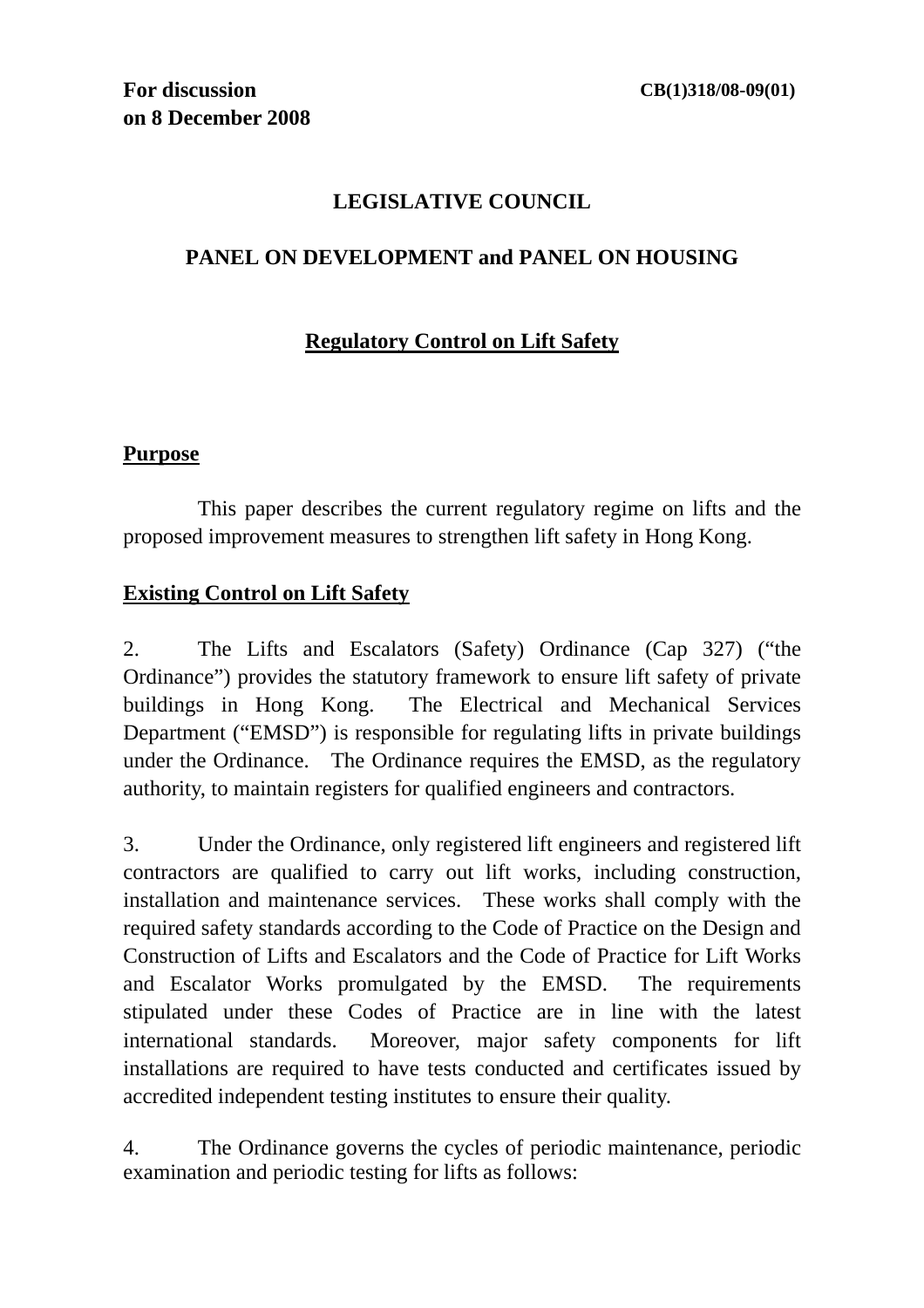**For discussion on 8 December 2008**

**CB(1)318/08-09(01)**

**LEGISLATIVE COUNCIL**

**PANEL ON DEVELOPMENT and PANEL ON HOUSING**

**Regulatory Control on Lift Safety**

## Purpose

This paper describes the current regulatory regime on lifts and the proposed improvement measures to strengthen lift safety in Hong Kong.

## Existing Control on Lift Safety

2. The Lifts and Escalators (Safety) Ordinance (Cap 327) ("the Ordinance") provides the statutory framework to ensure lift safety of private buildings in Hong Kong. The Electrical and Mechanical Services Department ("EMSD") is responsible for regulating lifts in private buildings under the Ordinance. The Ordinance requires the EMSD, as the regulatory authority, to maintain registers for qualified engineers and contractors.

3. Under the Ordinance, only registered lift engineers and registered lift contractors are qualified to carry out lift works, including construction, installation and maintenance services. These works shall comply with the required safety standards according to the Code of Practice on the Design and Construction of Lifts and Escalators and the Code of Practice for Lift Works and Escalator Works promulgated by the EMSD. The requirements stipulated under these Codes of Practice are in line with the latest international standards. Moreover, major safety components for lift installations are required to have tests conducted and certificates issued by accredited independent testing institutes to ensure their quality.

4. The Ordinance governs the cycles of periodic maintenance, periodic examination and periodic testing for lifts as follows: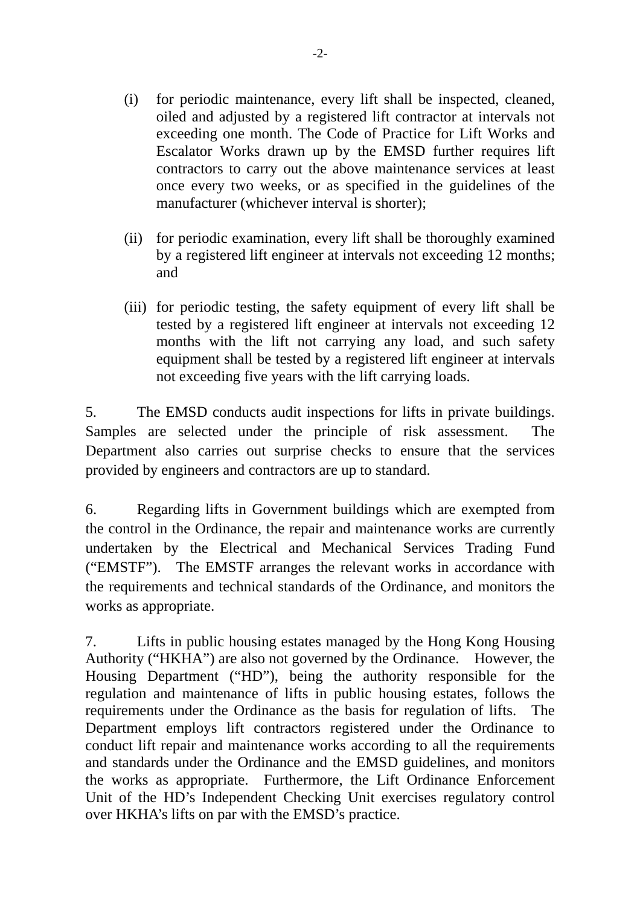(i) for periodic maintenance, every lift shall be inspected, cleaned, oiled and adjusted by a registered lift contractor at intervals not exceeding one month. The Code of Practice for Lift Works and Escalator Works drawn up by the EMSD further requires lift contractors to carry out the above maintenance services at least once every two weeks, or as specified in the guidelines of the manufacturer (whichever interval is shorter);

(ii) for periodic examination, every lift shall be thoroughly examined by a registered lift engineer at intervals not exceeding 12 months; and

(iii) for periodic testing, the safety equipment of every lift shall be tested by a registered lift engineer at intervals not exceeding 12 months with the lift not carrying any load, and such safety equipment shall be tested by a registered lift engineer at intervals not exceeding five years with the lift carrying loads.

5. The EMSD conducts audit inspections for lifts in private buildings. Samples are selected under the principle of risk assessment. The Department also carries out surprise checks to ensure that the services provided by engineers and contractors are up to standard.

6. Regarding lifts in Government buildings which are exempted from the control in the Ordinance, the repair and maintenance works are currently undertaken by the Electrical and Mechanical Services Trading Fund ("EMSTF"). The EMSTF arranges the relevant works in accordance with the requirements and technical standards of the Ordinance, and monitors the works as appropriate.

7. Lifts in public housing estates managed by the Hong Kong Housing Authority ("HKHA") are also not governed by the Ordinance. However, the Housing Department ("HD"), being the authority responsible for the regulation and maintenance of lifts in public housing estates, follows the requirements under the Ordinance as the basis for regulation of lifts. The Department employs lift contractors registered under the Ordinance to conduct lift repair and maintenance works according to all the requirements and standards under the Ordinance and the EMSD guidelines, and monitors the works as appropriate. Furthermore, the Lift Ordinance Enforcement Unit of the HD's Independent Checking Unit exercises regulatory control over HKHA's lifts on par with the EMSD's practice.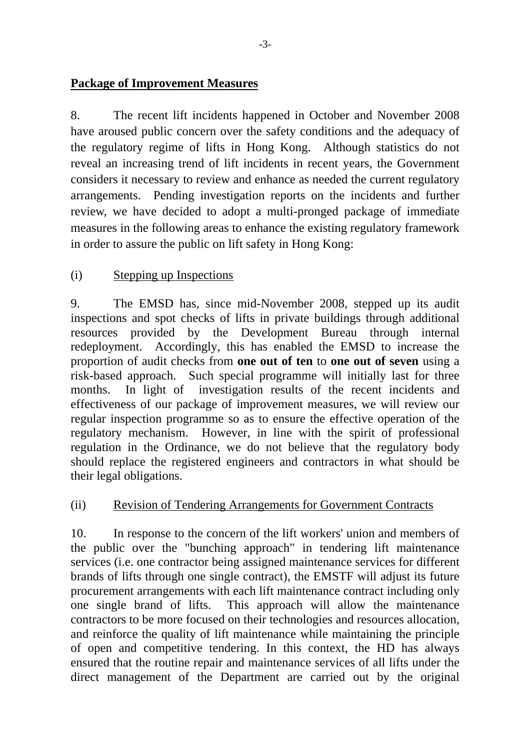**Package of Improvement Measures**

8. The recent lift incidents happened in October and November 2008 have aroused public concern over the safety conditions and the adequacy of the regulatory regime of lifts in Hong Kong. Although statistics do not reveal an increasing trend of lift incidents in recent years, the Government considers it necessary to review and enhance as needed the current regulatory arrangements. Pending investigation reports on the incidents and further review, we have decided to adopt a multi-pronged package of immediate measures in the following areas to enhance the existing regulatory framework in order to assure the public on lift safety in Hong Kong:

(i) Stepping up Inspections

9. The EMSD has, since mid-November 2008, stepped up its audit inspections and spot checks of lifts in private buildings through additional resources provided by the Development Bureau through internal redeployment. Accordingly, this has enabled the EMSD to increase the proportion of audit checks from **one out of ten** to **one out of seven** using a risk-based approach. Such special programme will initially last for three months. In light of investigation results of the recent incidents and effectiveness of our package of improvement measures, we will review our regular inspection programme so as to ensure the effective operation of the regulatory mechanism. However, in line with the spirit of professional regulation in the Ordinance, we do not believe that the regulatory body should replace the registered engineers and contractors in what should be their legal obligations.

(ii) Revision of Tendering Arrangements for Government Contracts

10. In response to the concern of the lift workers' union and members of the public over the "bunching approach" in tendering lift maintenance services (i.e. one contractor being assigned maintenance services for different brands of lifts through one single contract), the EMSTF will adjust its future procurement arrangements with each lift maintenance contract including only one single brand of lifts. This approach will allow the maintenance contractors to be more focused on their technologies and resources allocation, and reinforce the quality of lift maintenance while maintaining the principle of open and competitive tendering. In this context, the HD has always ensured that the routine repair and maintenance services of all lifts under the direct management of the Department are carried out by the original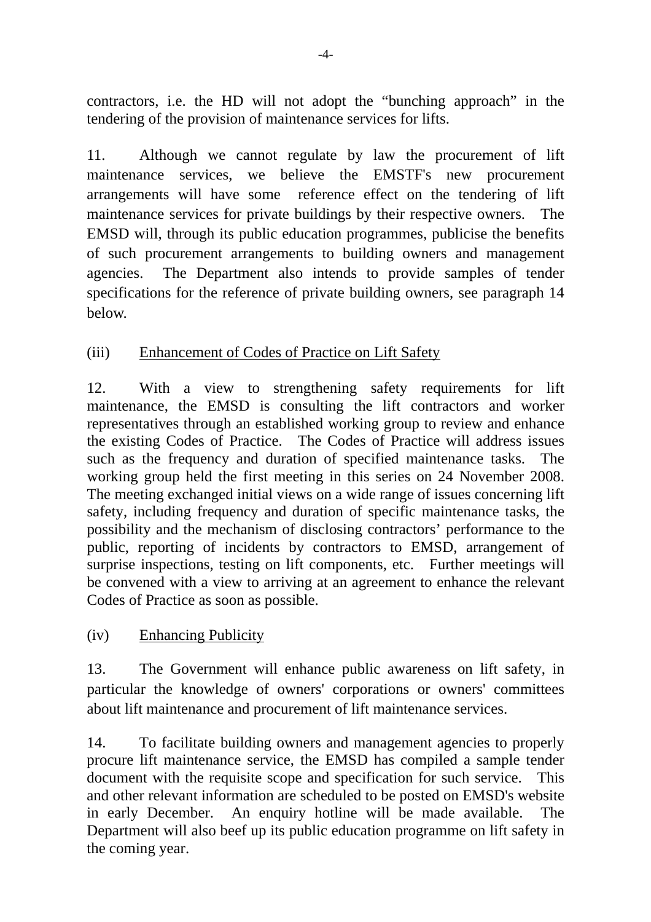contractors, i.e. the HD will not adopt the "bunching approach" in the tendering of the provision of maintenance services for lifts.

11. Although we cannot regulate by law the procurement of lift maintenance services, we believe the EMSTF's new procurement arrangements will have some reference effect on the tendering of lift maintenance services for private buildings by their respective owners. The EMSD will, through its public education programmes, publicise the benefits of such procurement arrangements to building owners and management agencies. The Department also intends to provide samples of tender specifications for the reference of private building owners, see paragraph 14 below.

(iii) <u>Enhancement of Codes of Practice on Lift Safety</u>

12. With a view to strengthening safety requirements for lift maintenance, the EMSD is consulting the lift contractors and worker representatives through an established working group to review and enhance the existing Codes of Practice. The Codes of Practice will address issues such as the frequency and duration of specified maintenance tasks. The working group held the first meeting in this series on 24 November 2008. The meeting exchanged initial views on a wide range of issues concerning lift safety, including frequency and duration of specific maintenance tasks, the possibility and the mechanism of disclosing contractors' performance to the public, reporting of incidents by contractors to EMSD, arrangement of surprise inspections, testing on lift components, etc. Further meetings will be convened with a view to arriving at an agreement to enhance the relevant Codes of Practice as soon as possible.

(iv) <u>Enhancing Publicity</u>

13. The Government will enhance public awareness on lift safety, in particular the knowledge of owners' corporations or owners' committees about lift maintenance and procurement of lift maintenance services.

14. To facilitate building owners and management agencies to properly procure lift maintenance service, the EMSD has compiled a sample tender document with the requisite scope and specification for such service. This and other relevant information are scheduled to be posted on EMSD's website in early December. An enquiry hotline will be made available. The Department will also beef up its public education programme on lift safety in the coming year.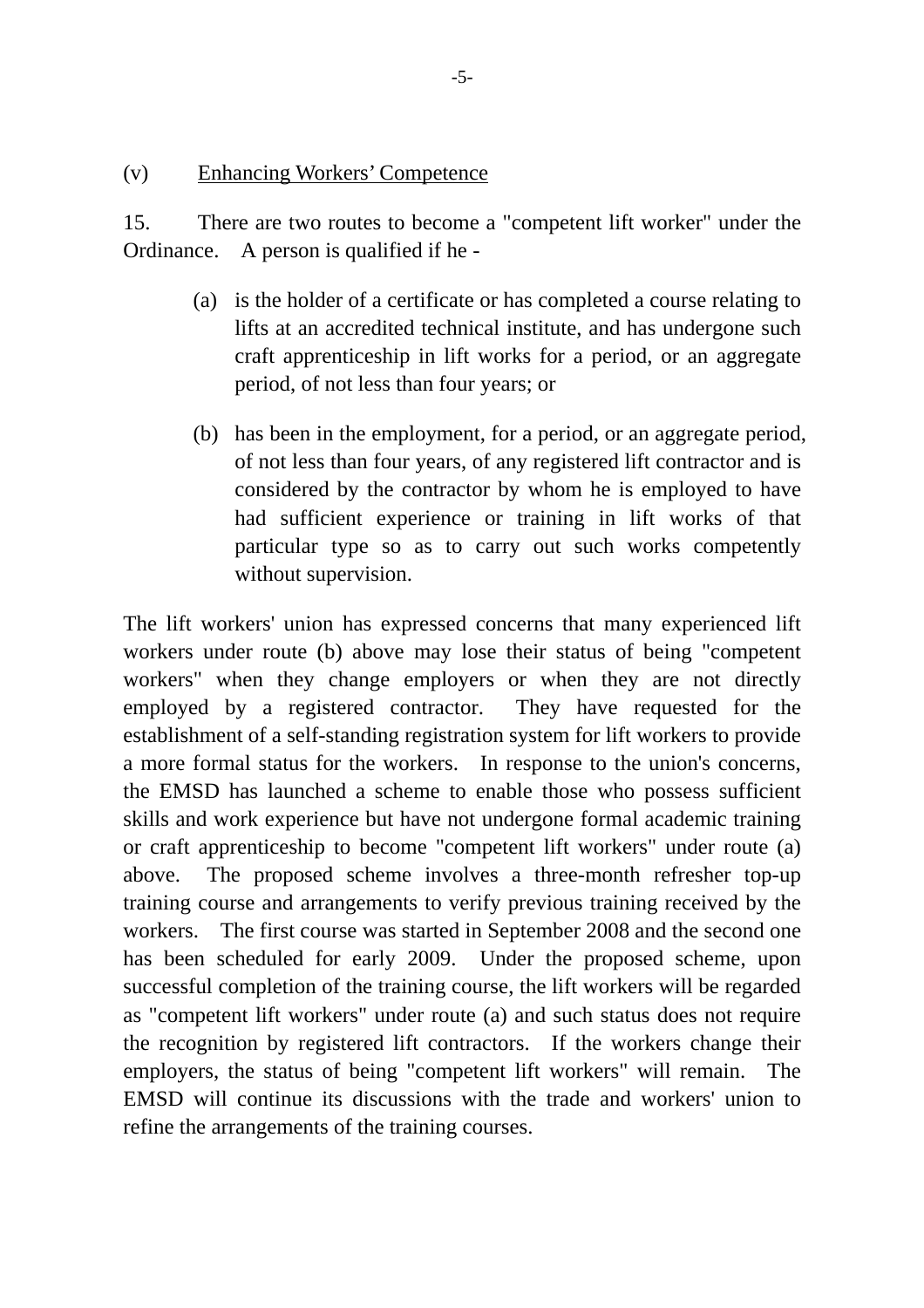(v) <u>Enhancing Workers' Competence</u>

15. There are two routes to become a "competent lift worker" under the Ordinance. A person is qualified if he -

(a) is the holder of a certificate or has completed a course relating to lifts at an accredited technical institute, and has undergone such craft apprenticeship in lift works for a period, or an aggregate period, of not less than four years; or

(b) has been in the employment, for a period, or an aggregate period, of not less than four years, of any registered lift contractor and is considered by the contractor by whom he is employed to have had sufficient experience or training in lift works of that particular type so as to carry out such works competently without supervision.

The lift workers' union has expressed concerns that many experienced lift workers under route (b) above may lose their status of being "competent workers" when they change employers or when they are not directly employed by a registered contractor. They have requested for the establishment of a self-standing registration system for lift workers to provide a more formal status for the workers. In response to the union's concerns, the EMSD has launched a scheme to enable those who possess sufficient skills and work experience but have not undergone formal academic training or craft apprenticeship to become "competent lift workers" under route (a) above. The proposed scheme involves a three-month refresher top-up training course and arrangements to verify previous training received by the workers. The first course was started in September 2008 and the second one has been scheduled for early 2009. Under the proposed scheme, upon successful completion of the training course, the lift workers will be regarded as "competent lift workers" under route (a) and such status does not require the recognition by registered lift contractors. If the workers change their employers, the status of being "competent lift workers" will remain. The EMSD will continue its discussions with the trade and workers' union to refine the arrangements of the training courses.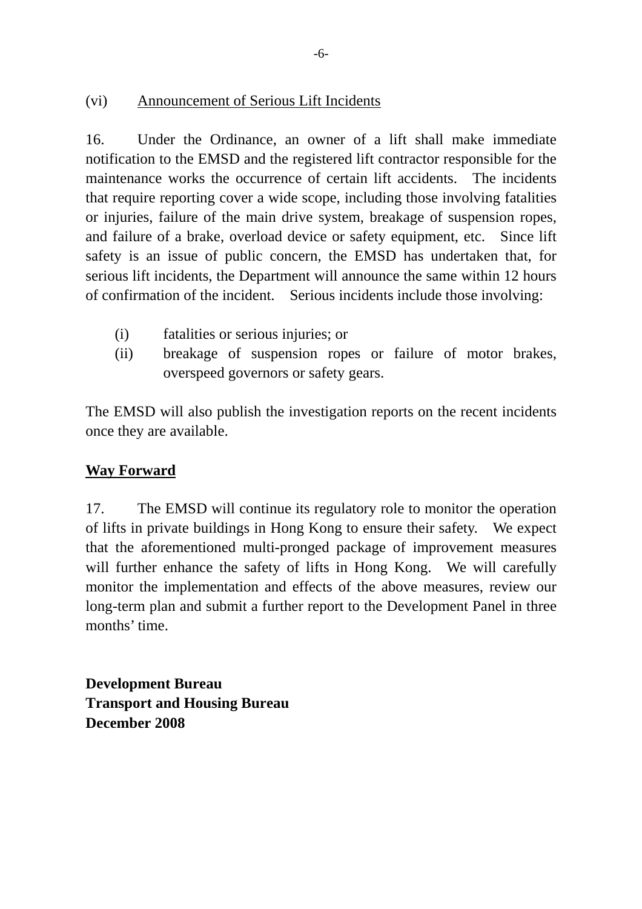(vi) Announcement of Serious Lift Incidents

16. Under the Ordinance, an owner of a lift shall make immediate notification to the EMSD and the registered lift contractor responsible for the maintenance works the occurrence of certain lift accidents. The incidents that require reporting cover a wide scope, including those involving fatalities or injuries, failure of the main drive system, breakage of suspension ropes, and failure of a brake, overload device or safety equipment, etc. Since lift safety is an issue of public concern, the EMSD has undertaken that, for serious lift incidents, the Department will announce the same within 12 hours of confirmation of the incident. Serious incidents include those involving:

(i) fatalities or serious injuries; or
(ii) breakage of suspension ropes or failure of motor brakes, overspeed governors or safety gears.

The EMSD will also publish the investigation reports on the recent incidents once they are available.

## Way Forward

17. The EMSD will continue its regulatory role to monitor the operation of lifts in private buildings in Hong Kong to ensure their safety. We expect that the aforementioned multi-pronged package of improvement measures will further enhance the safety of lifts in Hong Kong. We will carefully monitor the implementation and effects of the above measures, review our long-term plan and submit a further report to the Development Panel in three months' time.

**Development Bureau**
**Transport and Housing Bureau**
**December 2008**